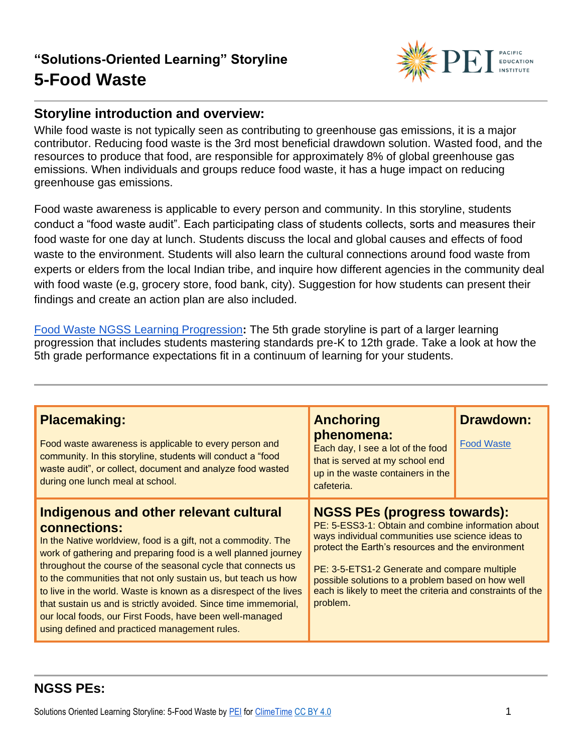## "Solutions-Oriented Learning" Storyline

# 5-Food Waste

## Storyline introduction and overview:

While food waste is not typically seen as contributing to greenhouse gas emissions, it is a major contributor. Reducing food waste is the 3rd most beneficial drawdown solution. Wasted food, and the resources to produce that food, are responsible for approximately 8% of global greenhouse gas emissions. When individuals and groups reduce food waste, it has a huge impact on reducing greenhouse gas emissions.

Food waste awareness is applicable to every person and community. In this storyline, students conduct a "food waste audit". Each participating class of students collects, sorts and measures their food waste for one day at lunch. Students discuss the local and global causes and effects of food waste to the environment. Students will also learn the cultural connections around food waste from experts or elders from the local Indian tribe, and inquire how different agencies in the community deal with food waste (e.g, grocery store, food bank, city). Suggestion for how students can present their findings and create an action plan are also included.

Food Waste NGSS Learning Progression**:** The 5th grade storyline is part of a larger learning progression that includes students mastering standards pre-K to 12th grade. Take a look at how the 5th grade performance expectations fit in a continuum of learning for your students.

| **Placemaking:** | **Anchoring phenomena:** | **Drawdown:** |
|---|---|---|
| Food waste awareness is applicable to every person and community. In this storyline, students will conduct a "food waste audit", or collect, document and analyze food wasted during one lunch meal at school. | Each day, I see a lot of the food that is served at my school end up in the waste containers in the cafeteria. | Food Waste |
| **Indigenous and other relevant cultural connections:** | **NGSS PEs (progress towards):** | |
| In the Native worldview, food is a gift, not a commodity. The work of gathering and preparing food is a well planned journey throughout the course of the seasonal cycle that connects us to the communities that not only sustain us, but teach us how to live in the world. Waste is known as a disrespect of the lives that sustain us and is strictly avoided. Since time immemorial, our local foods, our First Foods, have been well-managed using defined and practiced management rules. | PE: 5-ESS3-1: Obtain and combine information about ways individual communities use science ideas to protect the Earth's resources and the environment<br><br>PE: 3-5-ETS1-2 Generate and compare multiple possible solutions to a problem based on how well each is likely to meet the criteria and constraints of the problem. | |

## NGSS PEs: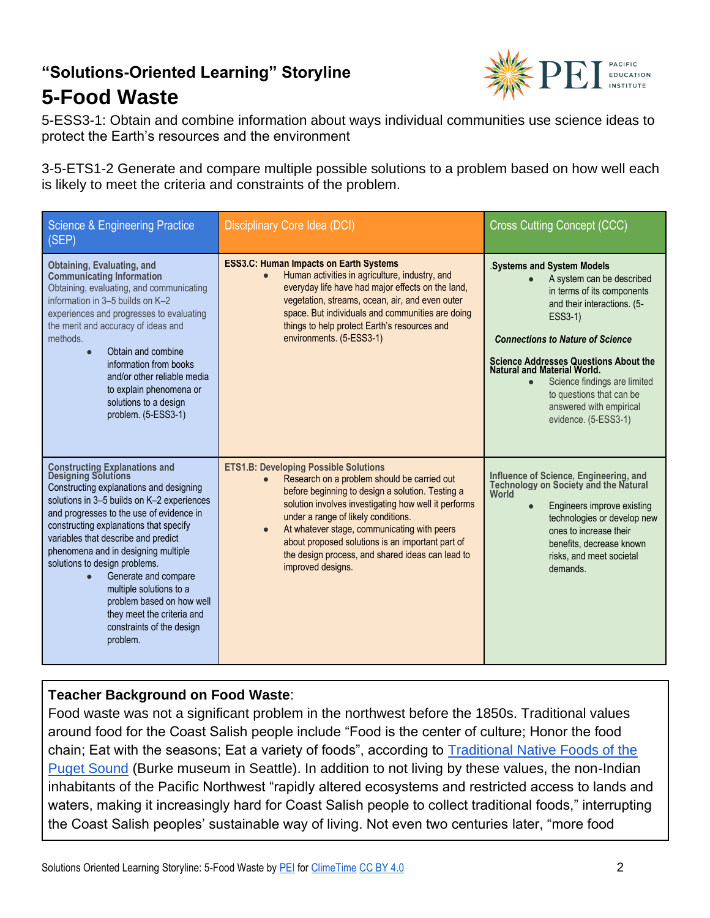## "Solutions-Oriented Learning" Storyline

# 5-Food Waste

5-ESS3-1: Obtain and combine information about ways individual communities use science ideas to protect the Earth's resources and the environment

3-5-ETS1-2 Generate and compare multiple possible solutions to a problem based on how well each is likely to meet the criteria and constraints of the problem.

| Science & Engineering Practice (SEP) | Disciplinary Core Idea (DCI) | Cross Cutting Concept (CCC) |
|---|---|---|
| **Obtaining, Evaluating, and Communicating Information** Obtaining, evaluating, and communicating information in 3–5 builds on K–2 experiences and progresses to evaluating the merit and accuracy of ideas and methods. <br>• Obtain and combine information from books and/or other reliable media to explain phenomena or solutions to a design problem. (5-ESS3-1) | **ESS3.C: Human Impacts on Earth Systems** <br>• Human activities in agriculture, industry, and everyday life have had major effects on the land, vegetation, streams, ocean, air, and even outer space. But individuals and communities are doing things to help protect Earth's resources and environments. (5-ESS3-1) | .**Systems and System Models** <br>• A system can be described in terms of its components and their interactions. (5-ESS3-1) <br><br>***Connections to Nature of Science*** <br><br>**Science Addresses Questions About the Natural and Material World.** <br>• Science findings are limited to questions that can be answered with empirical evidence. (5-ESS3-1) |
| **Constructing Explanations and Designing Solutions** Constructing explanations and designing solutions in 3–5 builds on K–2 experiences and progresses to the use of evidence in constructing explanations that specify variables that describe and predict phenomena and in designing multiple solutions to design problems. <br>• Generate and compare multiple solutions to a problem based on how well they meet the criteria and constraints of the design problem. | **ETS1.B: Developing Possible Solutions** <br>• Research on a problem should be carried out before beginning to design a solution. Testing a solution involves investigating how well it performs under a range of likely conditions. <br>• At whatever stage, communicating with peers about proposed solutions is an important part of the design process, and shared ideas can lead to improved designs. | **Influence of Science, Engineering, and Technology on Society and the Natural World** <br>• Engineers improve existing technologies or develop new ones to increase their benefits, decrease known risks, and meet societal demands. |

**Teacher Background on Food Waste**:
Food waste was not a significant problem in the northwest before the 1850s. Traditional values around food for the Coast Salish people include "Food is the center of culture; Honor the food chain; Eat with the seasons; Eat a variety of foods", according to [Traditional Native Foods of the Puget Sound](#) (Burke museum in Seattle). In addition to not living by these values, the non-Indian inhabitants of the Pacific Northwest "rapidly altered ecosystems and restricted access to lands and waters, making it increasingly hard for Coast Salish people to collect traditional foods," interrupting the Coast Salish peoples' sustainable way of living. Not even two centuries later, "more food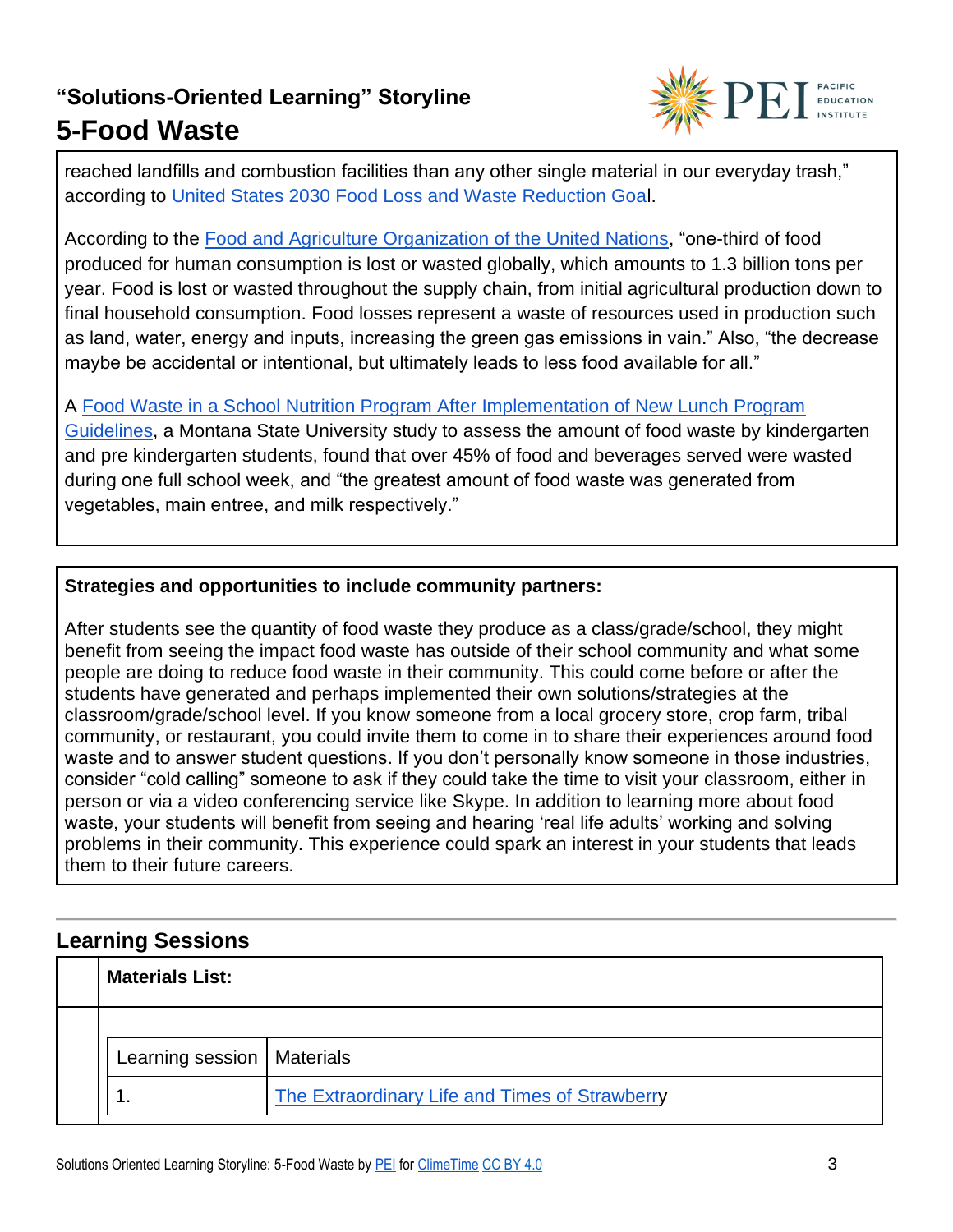reached landfills and combustion facilities than any other single material in our everyday trash," according to United States 2030 Food Loss and Waste Reduction Goal.

According to the Food and Agriculture Organization of the United Nations, "one-third of food produced for human consumption is lost or wasted globally, which amounts to 1.3 billion tons per year. Food is lost or wasted throughout the supply chain, from initial agricultural production down to final household consumption. Food losses represent a waste of resources used in production such as land, water, energy and inputs, increasing the green gas emissions in vain." Also, "the decrease maybe be accidental or intentional, but ultimately leads to less food available for all."

A Food Waste in a School Nutrition Program After Implementation of New Lunch Program Guidelines, a Montana State University study to assess the amount of food waste by kindergarten and pre kindergarten students, found that over 45% of food and beverages served were wasted during one full school week, and "the greatest amount of food waste was generated from vegetables, main entree, and milk respectively."

**Strategies and opportunities to include community partners:**

After students see the quantity of food waste they produce as a class/grade/school, they might benefit from seeing the impact food waste has outside of their school community and what some people are doing to reduce food waste in their community. This could come before or after the students have generated and perhaps implemented their own solutions/strategies at the classroom/grade/school level. If you know someone from a local grocery store, crop farm, tribal community, or restaurant, you could invite them to come in to share their experiences around food waste and to answer student questions. If you don't personally know someone in those industries, consider "cold calling" someone to ask if they could take the time to visit your classroom, either in person or via a video conferencing service like Skype. In addition to learning more about food waste, your students will benefit from seeing and hearing 'real life adults' working and solving problems in their community. This experience could spark an interest in your students that leads them to their future careers.

## Learning Sessions

**Materials List:**

| Learning session | Materials |
|---|---|
| 1. | The Extraordinary Life and Times of Strawberry |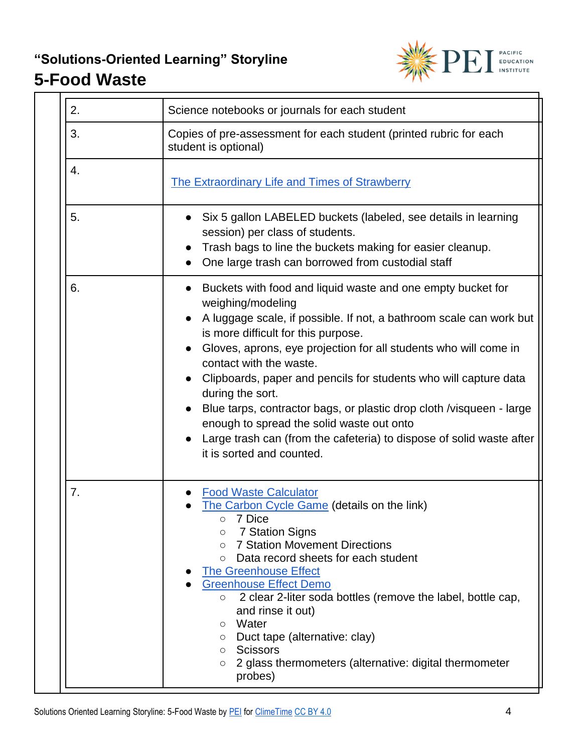## "Solutions-Oriented Learning" Storyline

# 5-Food Waste

| | |
|---|---|
| 2. | Science notebooks or journals for each student |
| 3. | Copies of pre-assessment for each student (printed rubric for each student is optional) |
| 4. | The Extraordinary Life and Times of Strawberry |
| 5. | • Six 5 gallon LABELED buckets (labeled, see details in learning session) per class of students.<br>• Trash bags to line the buckets making for easier cleanup.<br>• One large trash can borrowed from custodial staff |
| 6. | • Buckets with food and liquid waste and one empty bucket for weighing/modeling<br>• A luggage scale, if possible. If not, a bathroom scale can work but is more difficult for this purpose.<br>• Gloves, aprons, eye projection for all students who will come in contact with the waste.<br>• Clipboards, paper and pencils for students who will capture data during the sort.<br>• Blue tarps, contractor bags, or plastic drop cloth /visqueen - large enough to spread the solid waste out onto<br>• Large trash can (from the cafeteria) to dispose of solid waste after it is sorted and counted. |
| 7. | • Food Waste Calculator<br>• The Carbon Cycle Game (details on the link)<br>  ○ 7 Dice<br>  ○ 7 Station Signs<br>  ○ 7 Station Movement Directions<br>  ○ Data record sheets for each student<br>• The Greenhouse Effect<br>• Greenhouse Effect Demo<br>  ○ 2 clear 2-liter soda bottles (remove the label, bottle cap, and rinse it out)<br>  ○ Water<br>  ○ Duct tape (alternative: clay)<br>  ○ Scissors<br>  ○ 2 glass thermometers (alternative: digital thermometer probes) |

Solutions Oriented Learning Storyline: 5-Food Waste by PEI for ClimeTime CC BY 4.0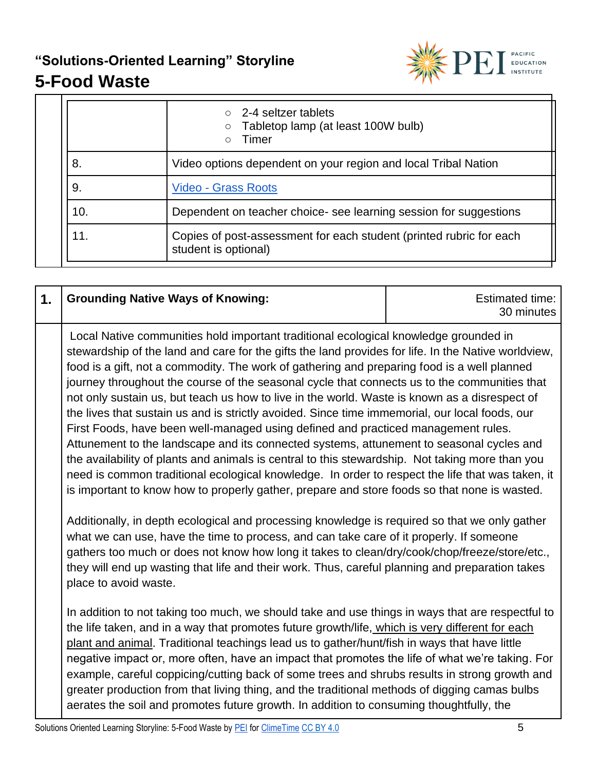| | |
|---|---|
| | ○ 2-4 seltzer tablets<br>○ Tabletop lamp (at least 100W bulb)<br>○ Timer |
| 8. | Video options dependent on your region and local Tribal Nation |
| 9. | Video - Grass Roots |
| 10. | Dependent on teacher choice- see learning session for suggestions |
| 11. | Copies of post-assessment for each student (printed rubric for each student is optional) |

| 1. | **Grounding Native Ways of Knowing:** | Estimated time: 30 minutes |
|---|---|---|

Local Native communities hold important traditional ecological knowledge grounded in stewardship of the land and care for the gifts the land provides for life. In the Native worldview, food is a gift, not a commodity. The work of gathering and preparing food is a well planned journey throughout the course of the seasonal cycle that connects us to the communities that not only sustain us, but teach us how to live in the world. Waste is known as a disrespect of the lives that sustain us and is strictly avoided. Since time immemorial, our local foods, our First Foods, have been well-managed using defined and practiced management rules. Attunement to the landscape and its connected systems, attunement to seasonal cycles and the availability of plants and animals is central to this stewardship. Not taking more than you need is common traditional ecological knowledge. In order to respect the life that was taken, it is important to know how to properly gather, prepare and store foods so that none is wasted.

Additionally, in depth ecological and processing knowledge is required so that we only gather what we can use, have the time to process, and can take care of it properly. If someone gathers too much or does not know how long it takes to clean/dry/cook/chop/freeze/store/etc., they will end up wasting that life and their work. Thus, careful planning and preparation takes place to avoid waste.

In addition to not taking too much, we should take and use things in ways that are respectful to the life taken, and in a way that promotes future growth/life, which is very different for each plant and animal. Traditional teachings lead us to gather/hunt/fish in ways that have little negative impact or, more often, have an impact that promotes the life of what we're taking. For example, careful coppicing/cutting back of some trees and shrubs results in strong growth and greater production from that living thing, and the traditional methods of digging camas bulbs aerates the soil and promotes future growth. In addition to consuming thoughtfully, the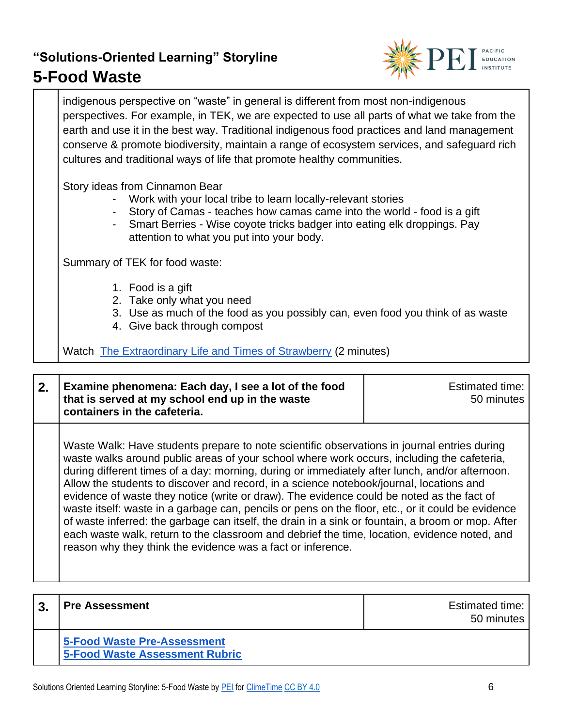indigenous perspective on "waste" in general is different from most non-indigenous perspectives. For example, in TEK, we are expected to use all parts of what we take from the earth and use it in the best way. Traditional indigenous food practices and land management conserve & promote biodiversity, maintain a range of ecosystem services, and safeguard rich cultures and traditional ways of life that promote healthy communities.

Story ideas from Cinnamon Bear

- Work with your local tribe to learn locally-relevant stories
- Story of Camas - teaches how camas came into the world - food is a gift
- Smart Berries - Wise coyote tricks badger into eating elk droppings. Pay attention to what you put into your body.

Summary of TEK for food waste:

1. Food is a gift
2. Take only what you need
3. Use as much of the food as you possibly can, even food you think of as waste
4. Give back through compost

Watch The Extraordinary Life and Times of Strawberry (2 minutes)

| 2. | **Examine phenomena: Each day, I see a lot of the food that is served at my school end up in the waste containers in the cafeteria.** | Estimated time: 50 minutes |
|---|---|---|
| | Waste Walk: Have students prepare to note scientific observations in journal entries during waste walks around public areas of your school where work occurs, including the cafeteria, during different times of a day: morning, during or immediately after lunch, and/or afternoon. Allow the students to discover and record, in a science notebook/journal, locations and evidence of waste they notice (write or draw). The evidence could be noted as the fact of waste itself: waste in a garbage can, pencils or pens on the floor, etc., or it could be evidence of waste inferred: the garbage can itself, the drain in a sink or fountain, a broom or mop. After each waste walk, return to the classroom and debrief the time, location, evidence noted, and reason why they think the evidence was a fact or inference. | |

| 3. | **Pre Assessment** | Estimated time: 50 minutes |
|---|---|---|
| | **5-Food Waste Pre-Assessment**<br>**5-Food Waste Assessment Rubric** | |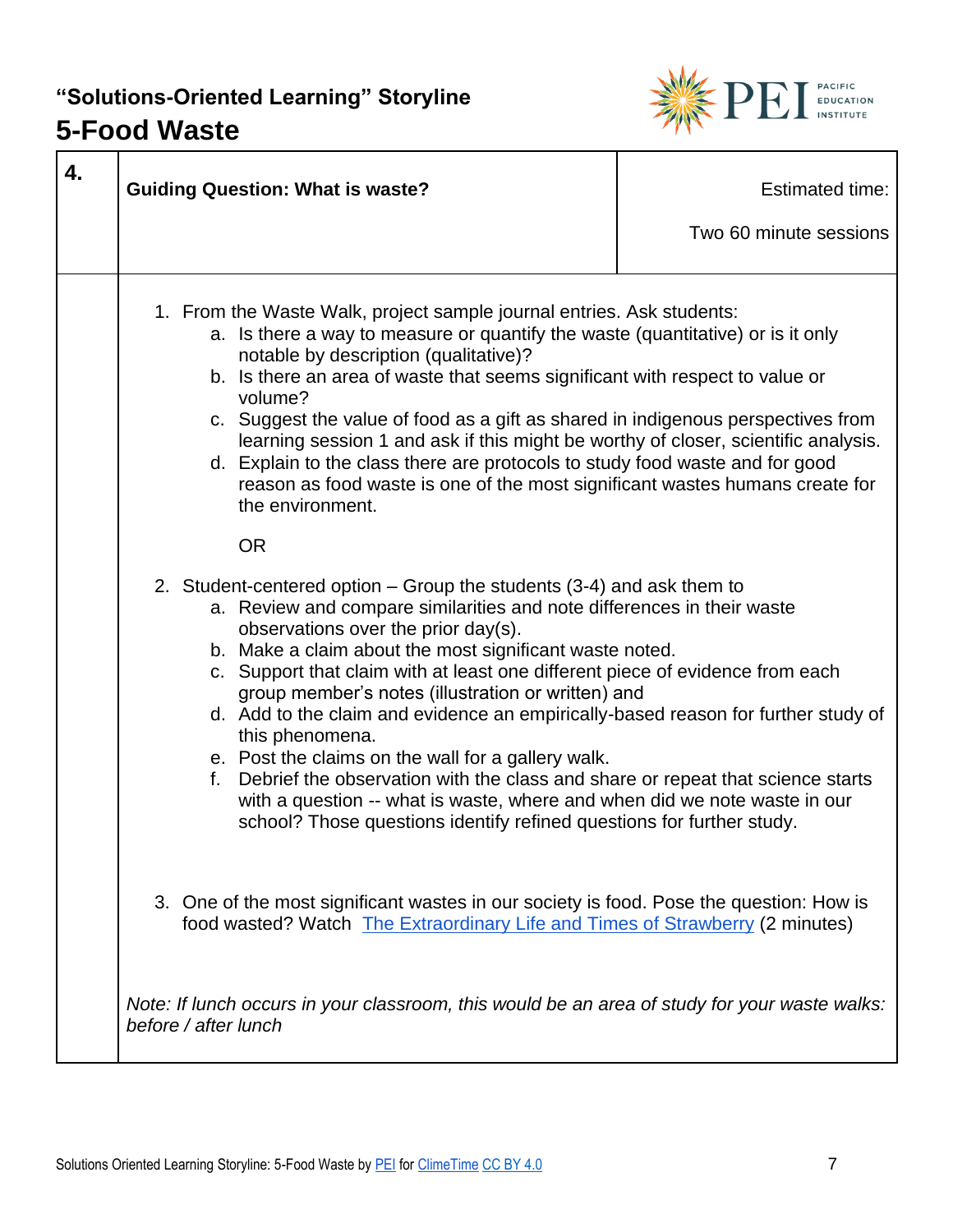## "Solutions-Oriented Learning" Storyline

# 5-Food Waste

| 4. | Guiding Question: What is waste? | Estimated time: Two 60 minute sessions |
|---|---|---|

1. From the Waste Walk, project sample journal entries. Ask students:
   a. Is there a way to measure or quantify the waste (quantitative) or is it only notable by description (qualitative)?
   b. Is there an area of waste that seems significant with respect to value or volume?
   c. Suggest the value of food as a gift as shared in indigenous perspectives from learning session 1 and ask if this might be worthy of closer, scientific analysis.
   d. Explain to the class there are protocols to study food waste and for good reason as food waste is one of the most significant wastes humans create for the environment.

   OR

2. Student-centered option – Group the students (3-4) and ask them to
   a. Review and compare similarities and note differences in their waste observations over the prior day(s).
   b. Make a claim about the most significant waste noted.
   c. Support that claim with at least one different piece of evidence from each group member's notes (illustration or written) and
   d. Add to the claim and evidence an empirically-based reason for further study of this phenomena.
   e. Post the claims on the wall for a gallery walk.
   f. Debrief the observation with the class and share or repeat that science starts with a question -- what is waste, where and when did we note waste in our school? Those questions identify refined questions for further study.

3. One of the most significant wastes in our society is food. Pose the question: How is food wasted? Watch [The Extraordinary Life and Times of Strawberry]() (2 minutes)

*Note: If lunch occurs in your classroom, this would be an area of study for your waste walks: before / after lunch*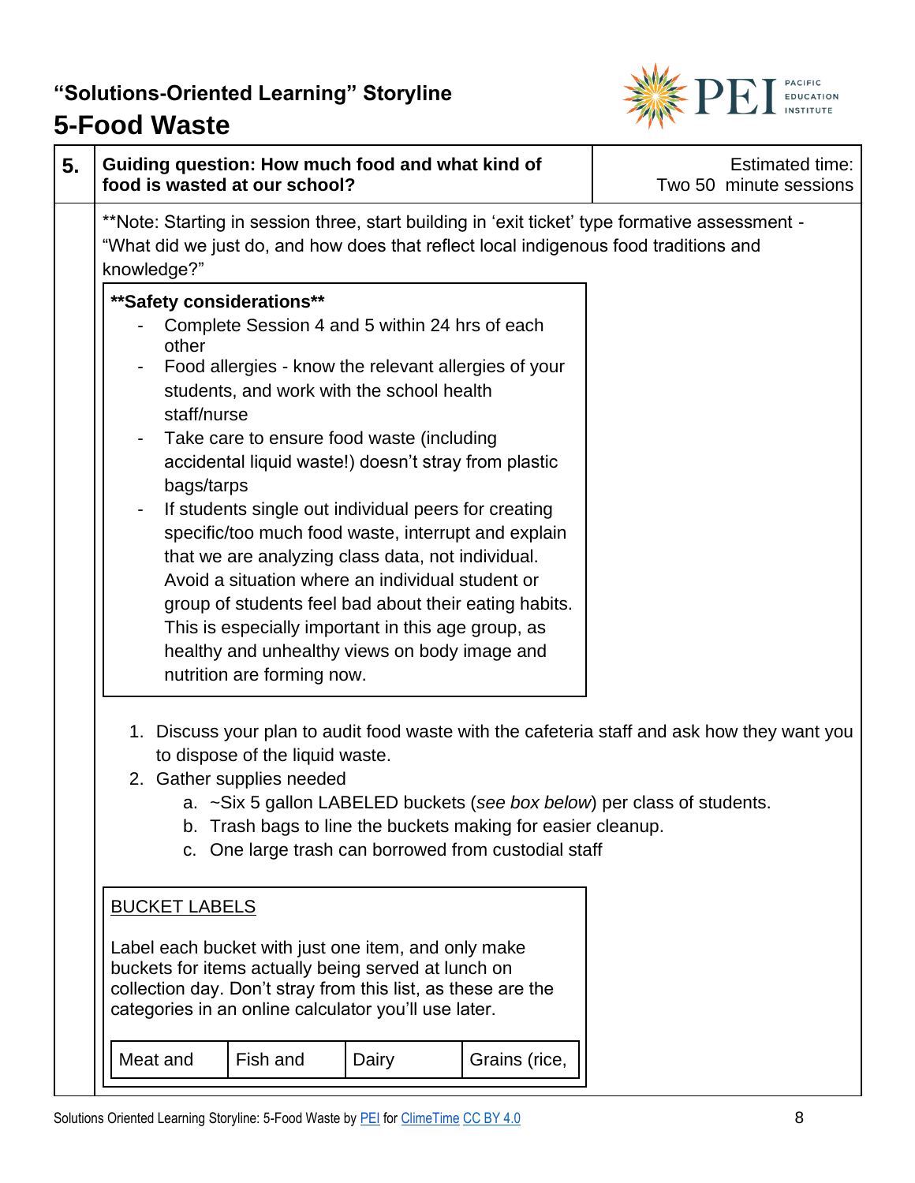## "Solutions-Oriented Learning" Storyline

# 5-Food Waste

| 5. | Guiding question: How much food and what kind of food is wasted at our school? | Estimated time: Two 50 minute sessions |
|---|---|---|

**Note: Starting in session three, start building in 'exit ticket' type formative assessment - "What did we just do, and how does that reflect local indigenous food traditions and knowledge?"

> **Safety considerations**
> - Complete Session 4 and 5 within 24 hrs of each other
> - Food allergies - know the relevant allergies of your students, and work with the school health staff/nurse
> - Take care to ensure food waste (including accidental liquid waste!) doesn't stray from plastic bags/tarps
> - If students single out individual peers for creating specific/too much food waste, interrupt and explain that we are analyzing class data, not individual. Avoid a situation where an individual student or group of students feel bad about their eating habits. This is especially important in this age group, as healthy and unhealthy views on body image and nutrition are forming now.

1. Discuss your plan to audit food waste with the cafeteria staff and ask how they want you to dispose of the liquid waste.
2. Gather supplies needed
   a. ~Six 5 gallon LABELED buckets (*see box below*) per class of students.
   b. Trash bags to line the buckets making for easier cleanup.
   c. One large trash can borrowed from custodial staff

> <u>BUCKET LABELS</u>
>
> Label each bucket with just one item, and only make buckets for items actually being served at lunch on collection day. Don't stray from this list, as these are the categories in an online calculator you'll use later.

| Meat and | Fish and | Dairy | Grains (rice, |
|---|---|---|---|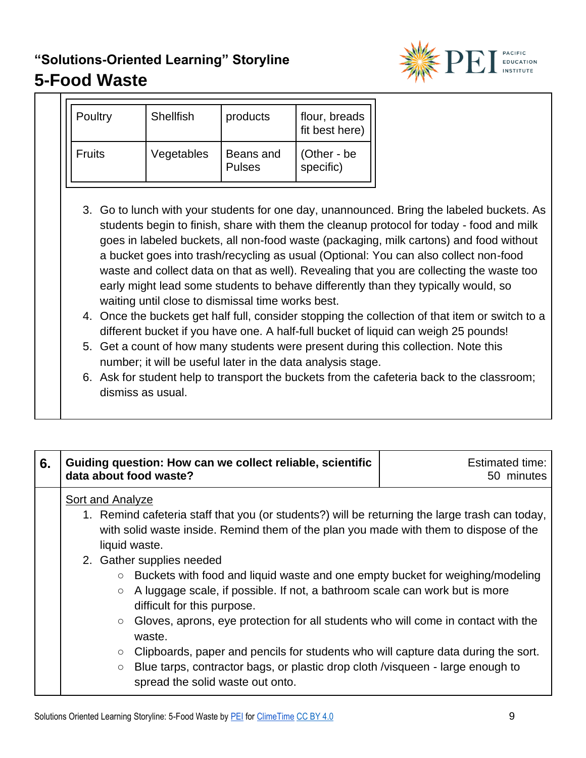| Poultry | Shellfish | products | flour, breads fit best here) |
|---|---|---|---|
| Fruits | Vegetables | Beans and Pulses | (Other - be specific) |

3. Go to lunch with your students for one day, unannounced. Bring the labeled buckets. As students begin to finish, share with them the cleanup protocol for today - food and milk goes in labeled buckets, all non-food waste (packaging, milk cartons) and food without a bucket goes into trash/recycling as usual (Optional: You can also collect non-food waste and collect data on that as well). Revealing that you are collecting the waste too early might lead some students to behave differently than they typically would, so waiting until close to dismissal time works best.
4. Once the buckets get half full, consider stopping the collection of that item or switch to a different bucket if you have one. A half-full bucket of liquid can weigh 25 pounds!
5. Get a count of how many students were present during this collection. Note this number; it will be useful later in the data analysis stage.
6. Ask for student help to transport the buckets from the cafeteria back to the classroom; dismiss as usual.

| 6. | Guiding question: How can we collect reliable, scientific data about food waste? | Estimated time: 50 minutes |
|---|---|---|

Sort and Analyze

1. Remind cafeteria staff that you (or students?) will be returning the large trash can today, with solid waste inside. Remind them of the plan you made with them to dispose of the liquid waste.
2. Gather supplies needed
   - Buckets with food and liquid waste and one empty bucket for weighing/modeling
   - A luggage scale, if possible. If not, a bathroom scale can work but is more difficult for this purpose.
   - Gloves, aprons, eye protection for all students who will come in contact with the waste.
   - Clipboards, paper and pencils for students who will capture data during the sort.
   - Blue tarps, contractor bags, or plastic drop cloth /visqueen - large enough to spread the solid waste out onto.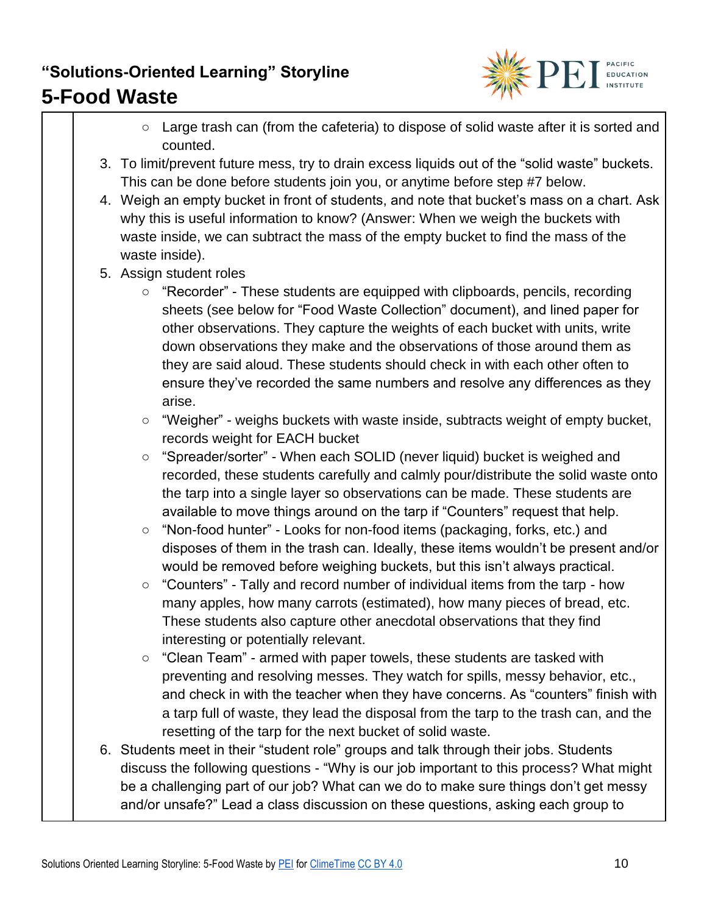- Large trash can (from the cafeteria) to dispose of solid waste after it is sorted and counted.

3. To limit/prevent future mess, try to drain excess liquids out of the "solid waste" buckets. This can be done before students join you, or anytime before step #7 below.
4. Weigh an empty bucket in front of students, and note that bucket's mass on a chart. Ask why this is useful information to know? (Answer: When we weigh the buckets with waste inside, we can subtract the mass of the empty bucket to find the mass of the waste inside).
5. Assign student roles
   - "Recorder" - These students are equipped with clipboards, pencils, recording sheets (see below for "Food Waste Collection" document), and lined paper for other observations. They capture the weights of each bucket with units, write down observations they make and the observations of those around them as they are said aloud. These students should check in with each other often to ensure they've recorded the same numbers and resolve any differences as they arise.
   - "Weigher" - weighs buckets with waste inside, subtracts weight of empty bucket, records weight for EACH bucket
   - "Spreader/sorter" - When each SOLID (never liquid) bucket is weighed and recorded, these students carefully and calmly pour/distribute the solid waste onto the tarp into a single layer so observations can be made. These students are available to move things around on the tarp if "Counters" request that help.
   - "Non-food hunter" - Looks for non-food items (packaging, forks, etc.) and disposes of them in the trash can. Ideally, these items wouldn't be present and/or would be removed before weighing buckets, but this isn't always practical.
   - "Counters" - Tally and record number of individual items from the tarp - how many apples, how many carrots (estimated), how many pieces of bread, etc. These students also capture other anecdotal observations that they find interesting or potentially relevant.
   - "Clean Team" - armed with paper towels, these students are tasked with preventing and resolving messes. They watch for spills, messy behavior, etc., and check in with the teacher when they have concerns. As "counters" finish with a tarp full of waste, they lead the disposal from the tarp to the trash can, and the resetting of the tarp for the next bucket of solid waste.
6. Students meet in their "student role" groups and talk through their jobs. Students discuss the following questions - "Why is our job important to this process? What might be a challenging part of our job? What can we do to make sure things don't get messy and/or unsafe?" Lead a class discussion on these questions, asking each group to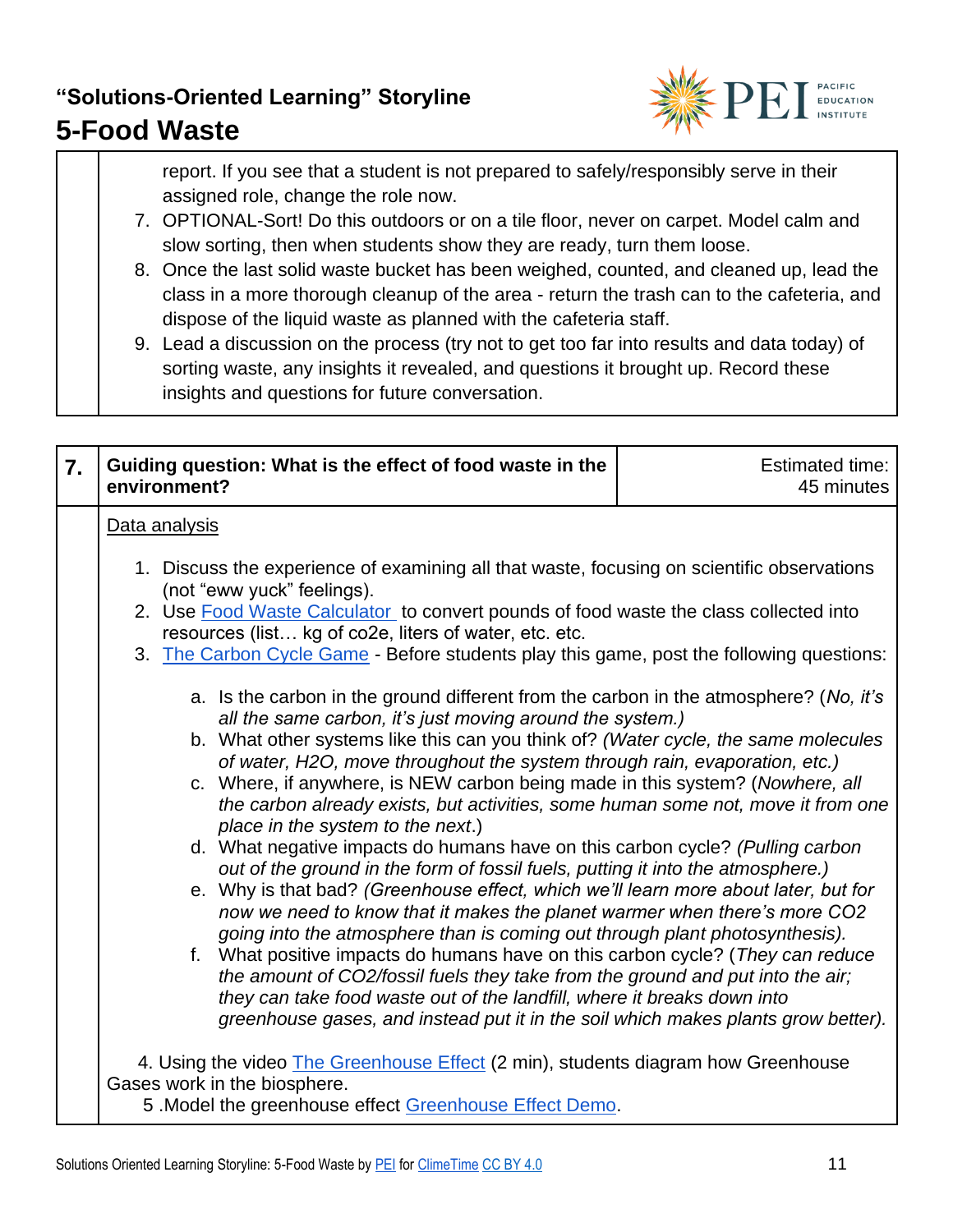report. If you see that a student is not prepared to safely/responsibly serve in their assigned role, change the role now.

7. OPTIONAL-Sort! Do this outdoors or on a tile floor, never on carpet. Model calm and slow sorting, then when students show they are ready, turn them loose.
8. Once the last solid waste bucket has been weighed, counted, and cleaned up, lead the class in a more thorough cleanup of the area - return the trash can to the cafeteria, and dispose of the liquid waste as planned with the cafeteria staff.
9. Lead a discussion on the process (try not to get too far into results and data today) of sorting waste, any insights it revealed, and questions it brought up. Record these insights and questions for future conversation.

| 7. | **Guiding question: What is the effect of food waste in the environment?** | Estimated time: 45 minutes |
|---|---|---|

Data analysis

1. Discuss the experience of examining all that waste, focusing on scientific observations (not "eww yuck" feelings).
2. Use Food Waste Calculator to convert pounds of food waste the class collected into resources (list… kg of co2e, liters of water, etc. etc.
3. The Carbon Cycle Game - Before students play this game, post the following questions:
   a. Is the carbon in the ground different from the carbon in the atmosphere? (*No, it's all the same carbon, it's just moving around the system.)*
   b. What other systems like this can you think of? *(Water cycle, the same molecules of water, H2O, move throughout the system through rain, evaporation, etc.)*
   c. Where, if anywhere, is NEW carbon being made in this system? (*Nowhere, all the carbon already exists, but activities, some human some not, move it from one place in the system to the next*.)
   d. What negative impacts do humans have on this carbon cycle? *(Pulling carbon out of the ground in the form of fossil fuels, putting it into the atmosphere.)*
   e. Why is that bad? *(Greenhouse effect, which we'll learn more about later, but for now we need to know that it makes the planet warmer when there's more CO2 going into the atmosphere than is coming out through plant photosynthesis).*
   f. What positive impacts do humans have on this carbon cycle? (*They can reduce the amount of CO2/fossil fuels they take from the ground and put into the air; they can take food waste out of the landfill, where it breaks down into greenhouse gases, and instead put it in the soil which makes plants grow better).*

4. Using the video The Greenhouse Effect (2 min), students diagram how Greenhouse Gases work in the biosphere.

5 .Model the greenhouse effect Greenhouse Effect Demo.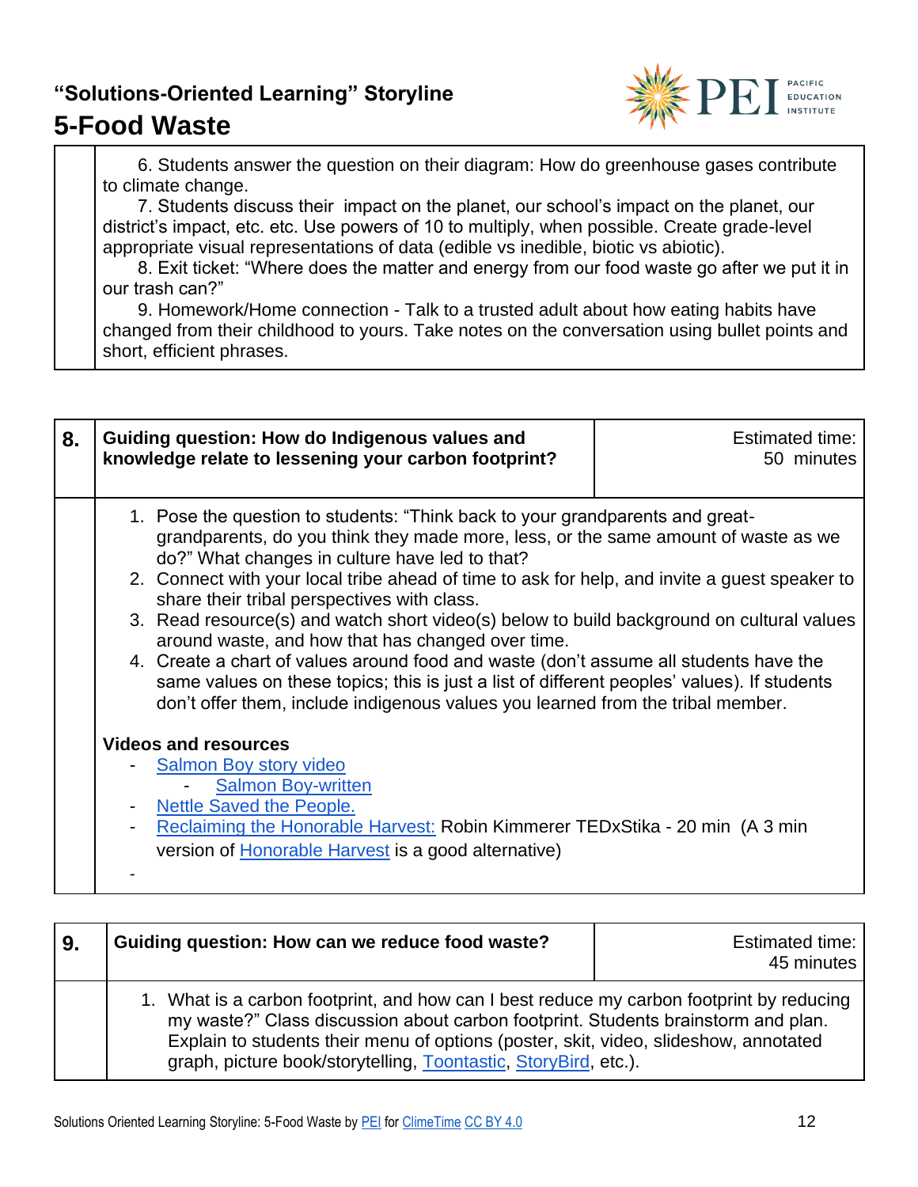6. Students answer the question on their diagram: How do greenhouse gases contribute to climate change.

7. Students discuss their impact on the planet, our school's impact on the planet, our district's impact, etc. etc. Use powers of 10 to multiply, when possible. Create grade-level appropriate visual representations of data (edible vs inedible, biotic vs abiotic).

8. Exit ticket: "Where does the matter and energy from our food waste go after we put it in our trash can?"

9. Homework/Home connection - Talk to a trusted adult about how eating habits have changed from their childhood to yours. Take notes on the conversation using bullet points and short, efficient phrases.

| 8. | Guiding question: How do Indigenous values and knowledge relate to lessening your carbon footprint? | Estimated time: 50 minutes |
|---|---|---|

1. Pose the question to students: "Think back to your grandparents and great-grandparents, do you think they made more, less, or the same amount of waste as we do?" What changes in culture have led to that?
2. Connect with your local tribe ahead of time to ask for help, and invite a guest speaker to share their tribal perspectives with class.
3. Read resource(s) and watch short video(s) below to build background on cultural values around waste, and how that has changed over time.
4. Create a chart of values around food and waste (don't assume all students have the same values on these topics; this is just a list of different peoples' values). If students don't offer them, include indigenous values you learned from the tribal member.

**Videos and resources**

- Salmon Boy story video
    - Salmon Boy-written
- Nettle Saved the People.
- Reclaiming the Honorable Harvest: Robin Kimmerer TEDxStika - 20 min (A 3 min version of Honorable Harvest is a good alternative)
-

| 9. | Guiding question: How can we reduce food waste? | Estimated time: 45 minutes |
|---|---|---|

1. What is a carbon footprint, and how can I best reduce my carbon footprint by reducing my waste?" Class discussion about carbon footprint. Students brainstorm and plan. Explain to students their menu of options (poster, skit, video, slideshow, annotated graph, picture book/storytelling, Toontastic, StoryBird, etc.).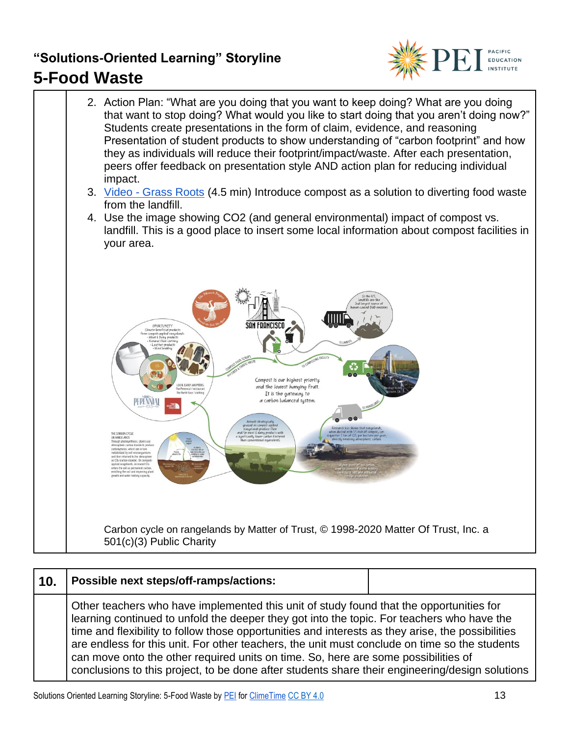2. Action Plan: “What are you doing that you want to keep doing? What are you doing that want to stop doing? What would you like to start doing that you aren’t doing now?” Students create presentations in the form of claim, evidence, and reasoning Presentation of student products to show understanding of “carbon footprint” and how they as individuals will reduce their footprint/impact/waste. After each presentation, peers offer feedback on presentation style AND action plan for reducing individual impact.
3. Video - Grass Roots (4.5 min) Introduce compost as a solution to diverting food waste from the landfill.
4. Use the image showing CO2 (and general environmental) impact of compost vs. landfill. This is a good place to insert some local information about compost facilities in your area.

Carbon cycle on rangelands by Matter of Trust, © 1998-2020 Matter Of Trust, Inc. a 501(c)(3) Public Charity

| 10. | Possible next steps/off-ramps/actions: | |
|---|---|---|
| | Other teachers who have implemented this unit of study found that the opportunities for learning continued to unfold the deeper they got into the topic. For teachers who have the time and flexibility to follow those opportunities and interests as they arise, the possibilities are endless for this unit. For other teachers, the unit must conclude on time so the students can move onto the other required units on time. So, here are some possibilities of conclusions to this project, to be done after students share their engineering/design solutions | |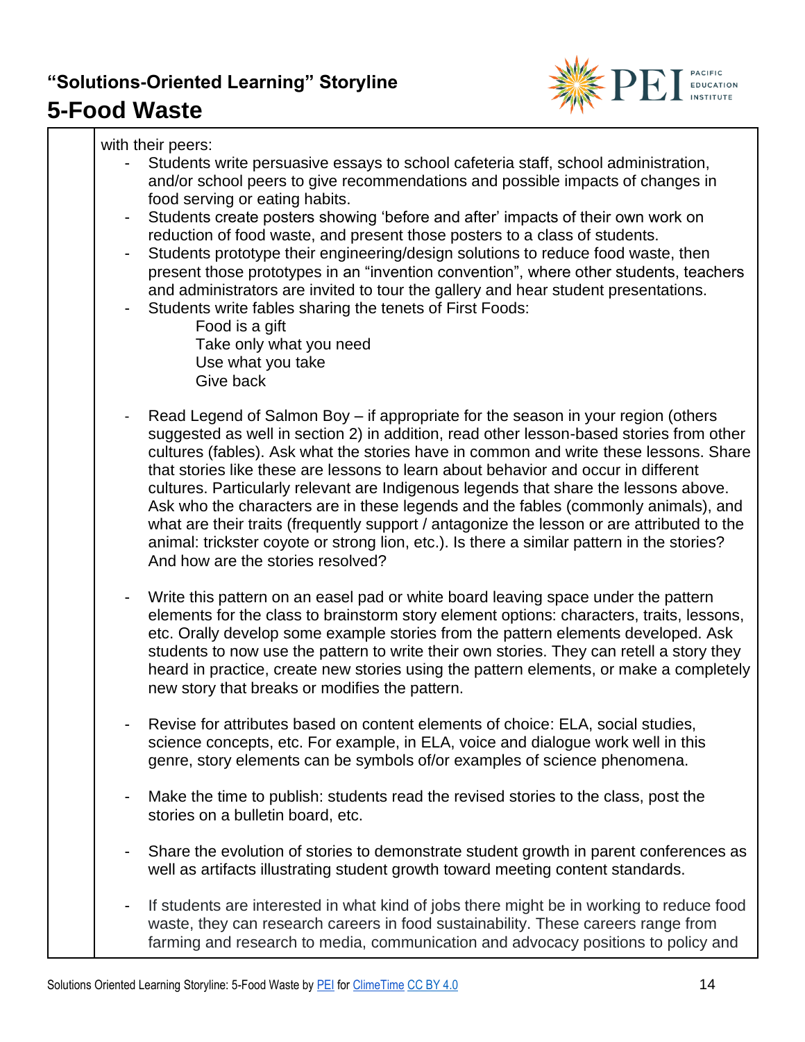with their peers:

- Students write persuasive essays to school cafeteria staff, school administration, and/or school peers to give recommendations and possible impacts of changes in food serving or eating habits.
- Students create posters showing 'before and after' impacts of their own work on reduction of food waste, and present those posters to a class of students.
- Students prototype their engineering/design solutions to reduce food waste, then present those prototypes in an "invention convention", where other students, teachers and administrators are invited to tour the gallery and hear student presentations.
- Students write fables sharing the tenets of First Foods:
  - Food is a gift
  - Take only what you need
  - Use what you take
  - Give back

- Read Legend of Salmon Boy – if appropriate for the season in your region (others suggested as well in section 2) in addition, read other lesson-based stories from other cultures (fables). Ask what the stories have in common and write these lessons. Share that stories like these are lessons to learn about behavior and occur in different cultures. Particularly relevant are Indigenous legends that share the lessons above. Ask who the characters are in these legends and the fables (commonly animals), and what are their traits (frequently support / antagonize the lesson or are attributed to the animal: trickster coyote or strong lion, etc.). Is there a similar pattern in the stories? And how are the stories resolved?

- Write this pattern on an easel pad or white board leaving space under the pattern elements for the class to brainstorm story element options: characters, traits, lessons, etc. Orally develop some example stories from the pattern elements developed. Ask students to now use the pattern to write their own stories. They can retell a story they heard in practice, create new stories using the pattern elements, or make a completely new story that breaks or modifies the pattern.

- Revise for attributes based on content elements of choice: ELA, social studies, science concepts, etc. For example, in ELA, voice and dialogue work well in this genre, story elements can be symbols of/or examples of science phenomena.

- Make the time to publish: students read the revised stories to the class, post the stories on a bulletin board, etc.

- Share the evolution of stories to demonstrate student growth in parent conferences as well as artifacts illustrating student growth toward meeting content standards.

- If students are interested in what kind of jobs there might be in working to reduce food waste, they can research careers in food sustainability. These careers range from farming and research to media, communication and advocacy positions to policy and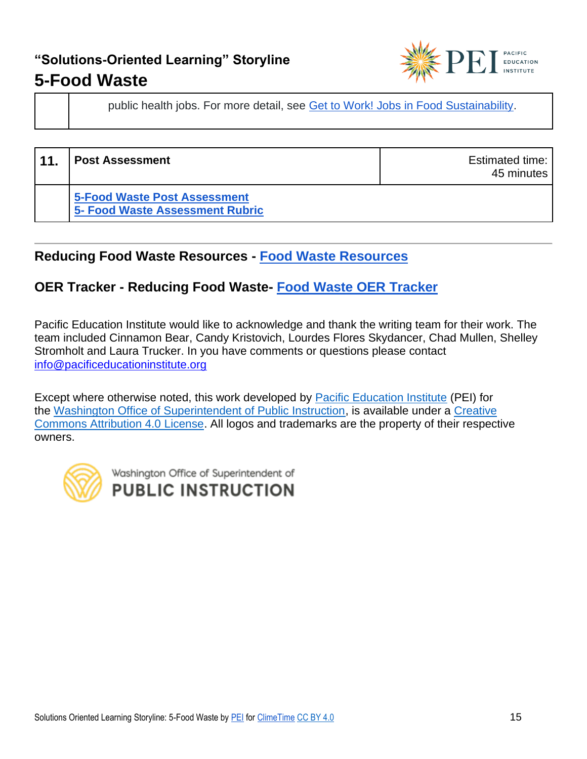| | public health jobs. For more detail, see Get to Work! Jobs in Food Sustainability. |
|---|---|

| 11. | **Post Assessment** | Estimated time: 45 minutes |
|---|---|---|
| | **5-Food Waste Post Assessment**<br>**5- Food Waste Assessment Rubric** | |

---

### Reducing Food Waste Resources - Food Waste Resources

### OER Tracker - Reducing Food Waste- Food Waste OER Tracker

Pacific Education Institute would like to acknowledge and thank the writing team for their work. The team included Cinnamon Bear, Candy Kristovich, Lourdes Flores Skydancer, Chad Mullen, Shelley Stromholt and Laura Trucker. In you have comments or questions please contact info@pacificeducationinstitute.org

Except where otherwise noted, this work developed by Pacific Education Institute (PEI) for the Washington Office of Superintendent of Public Instruction, is available under a Creative Commons Attribution 4.0 License. All logos and trademarks are the property of their respective owners.

Washington Office of Superintendent of PUBLIC INSTRUCTION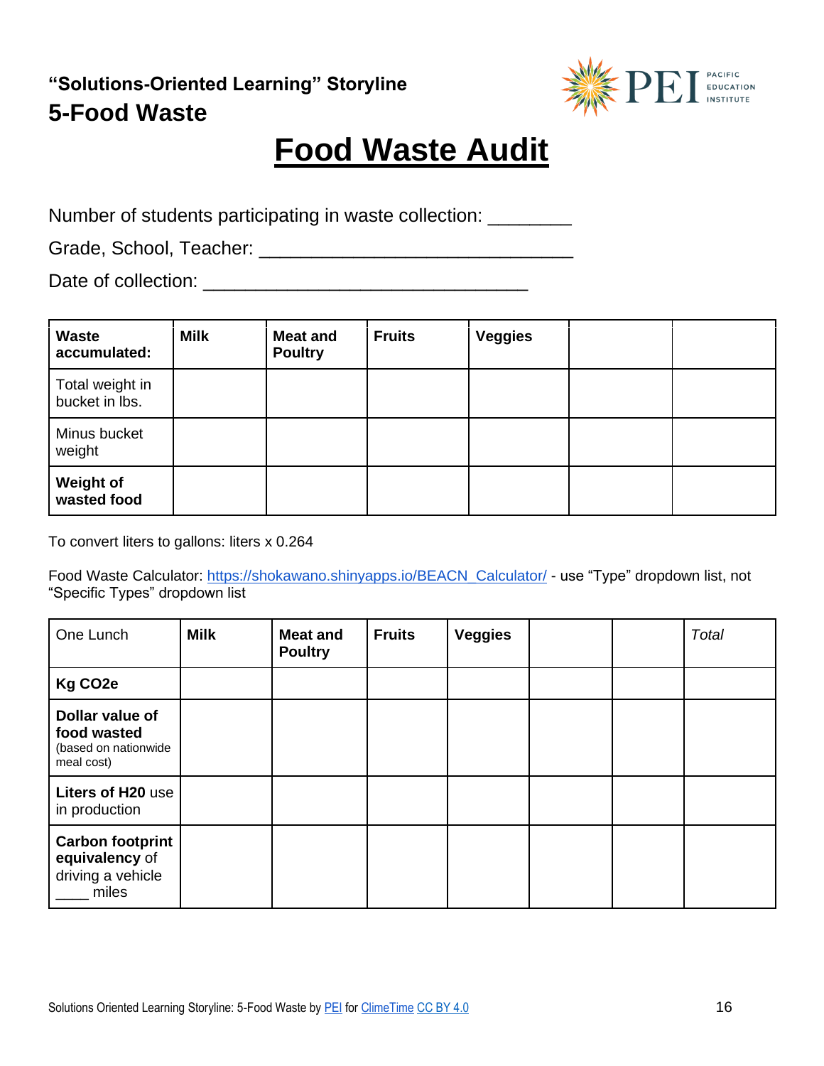**“Solutions-Oriented Learning” Storyline**

## 5-Food Waste

# Food Waste Audit

Number of students participating in waste collection: ________

Grade, School, Teacher: ______________________________

Date of collection: _______________________________

| **Waste accumulated:** | **Milk** | **Meat and Poultry** | **Fruits** | **Veggies** | | |
|---|---|---|---|---|---|---|
| Total weight in bucket in lbs. | | | | | | |
| Minus bucket weight | | | | | | |
| **Weight of wasted food** | | | | | | |

To convert liters to gallons: liters x 0.264

Food Waste Calculator: https://shokawano.shinyapps.io/BEACN_Calculator/ - use “Type” dropdown list, not “Specific Types” dropdown list

| One Lunch | **Milk** | **Meat and Poultry** | **Fruits** | **Veggies** | | | *Total* |
|---|---|---|---|---|---|---|---|
| **Kg CO2e** | | | | | | | |
| **Dollar value of food wasted** (based on nationwide meal cost) | | | | | | | |
| **Liters of H20** use in production | | | | | | | |
| **Carbon footprint equivalency** of driving a vehicle ____ miles | | | | | | | |

Solutions Oriented Learning Storyline: 5-Food Waste by PEI for ClimeTime CC BY 4.0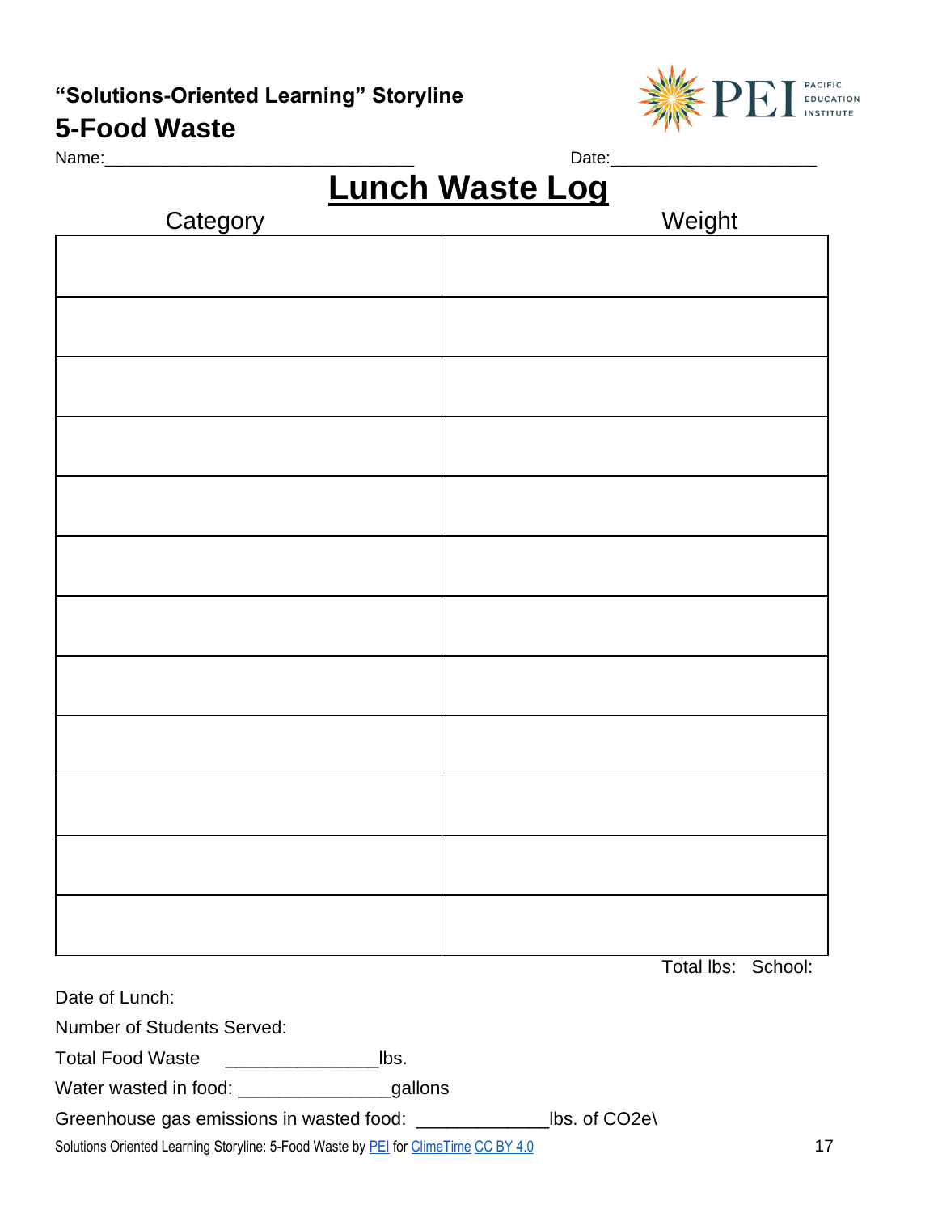**"Solutions-Oriented Learning" Storyline**

## 5-Food Waste

Name:_______________________________ Date:_____________________

# Lunch Waste Log

| Category | Weight |
|---|---|
| | |
| | |
| | |
| | |
| | |
| | |
| | |
| | |
| | |
| | |
| | |
| | |

Total lbs: School:

Date of Lunch:

Number of Students Served:

Total Food Waste _______________lbs.

Water wasted in food: _______________gallons

Greenhouse gas emissions in wasted food: _____________lbs. of CO2e\

Solutions Oriented Learning Storyline: 5-Food Waste by PEI for ClimeTime CC BY 4.0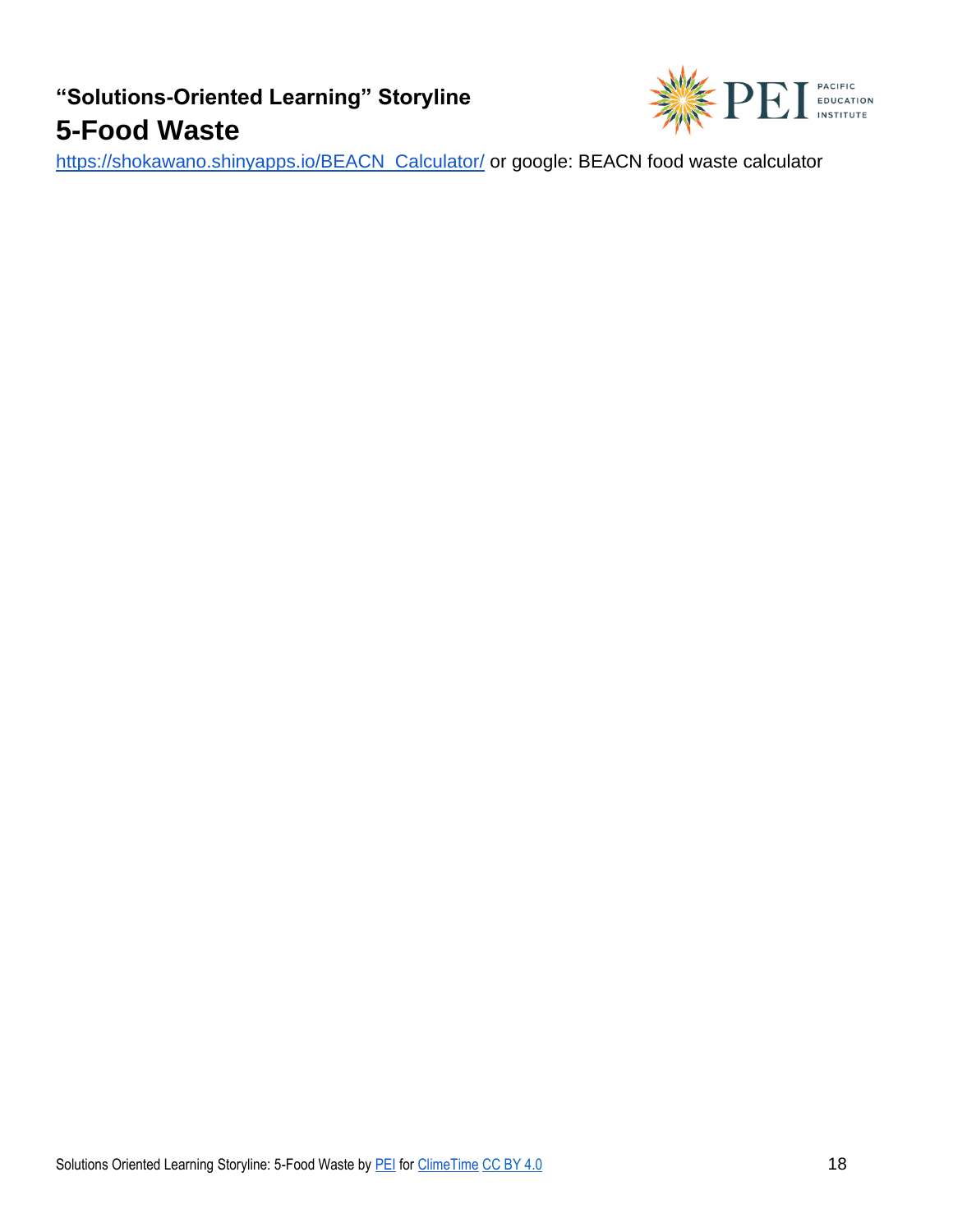### “Solutions-Oriented Learning” Storyline

# 5-Food Waste

[https://shokawano.shinyapps.io/BEACN_Calculator/](https://shokawano.shinyapps.io/BEACN_Calculator/) or google: BEACN food waste calculator